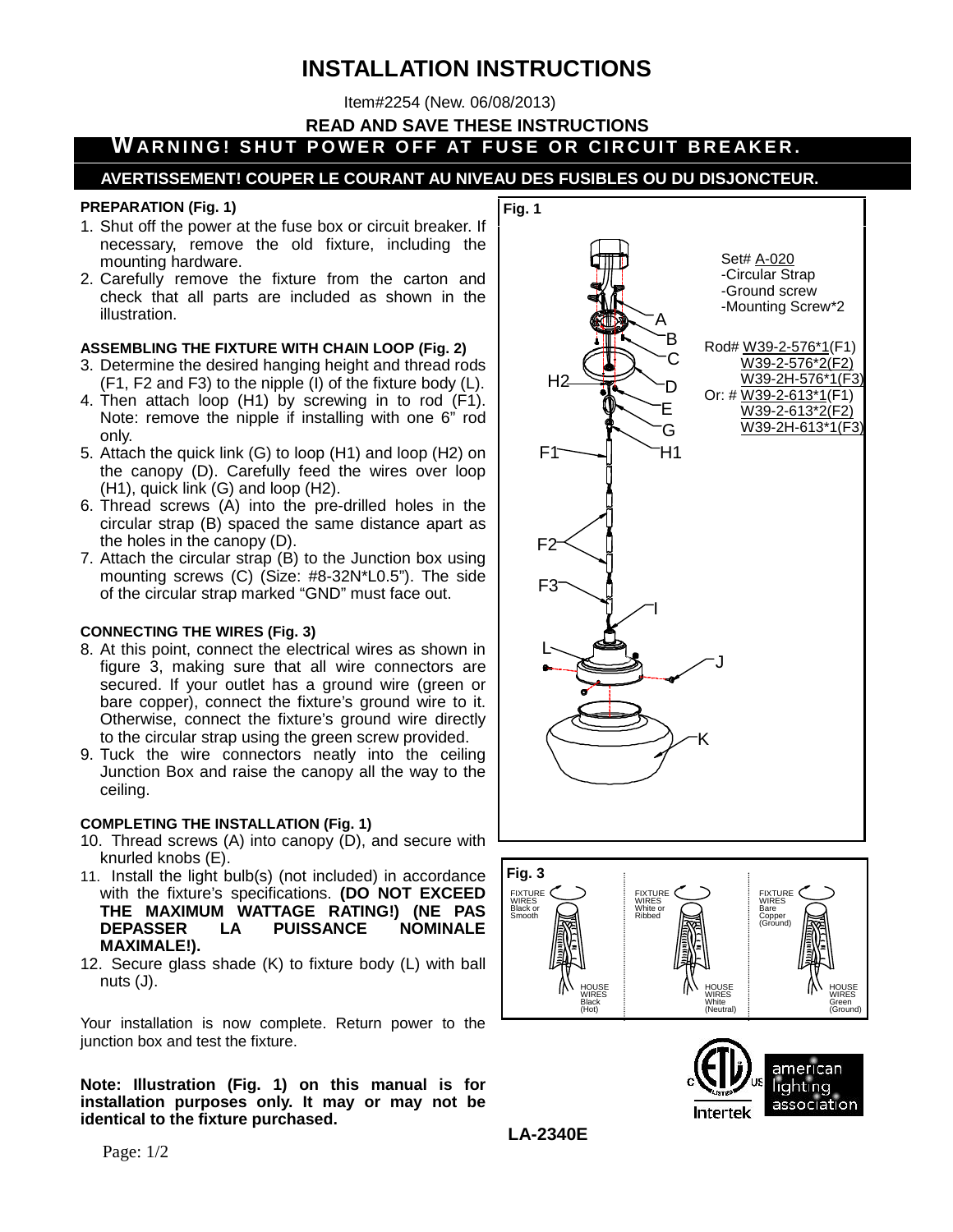# INSTALLATION INSTRUCTIONS

Item#2254 (New. 06/08/2013)

**READ AND SAVE THESE INSTRUCTIONS**

**WARNING! SHUT POWER OFF AT FUSE OR CIRCUIT BREAKER.**

**AVERTISSEMENT! COUPER LE COURANT AU NIVEAU DES FUSIBLES OU DU DISJONCTEUR.**

### PREPARATION (Fig. 1)

1. Shut off the power at the fuse box or circuit breaker. If necessary, remove the old fixture, including the mounting hardware.
2. Carefully remove the fixture from the carton and check that all parts are included as shown in the illustration.

### ASSEMBLING THE FIXTURE WITH CHAIN LOOP (Fig. 2)

3. Determine the desired hanging height and thread rods (F1, F2 and F3) to the nipple (I) of the fixture body (L).
4. Then attach loop (H1) by screwing in to rod (F1). Note: remove the nipple if installing with one 6" rod only.
5. Attach the quick link (G) to loop (H1) and loop (H2) on the canopy (D). Carefully feed the wires over loop (H1), quick link (G) and loop (H2).
6. Thread screws (A) into the pre-drilled holes in the circular strap (B) spaced the same distance apart as the holes in the canopy (D).
7. Attach the circular strap (B) to the Junction box using mounting screws (C) (Size: #8-32N*L0.5"). The side of the circular strap marked "GND" must face out.

### CONNECTING THE WIRES (Fig. 3)

8. At this point, connect the electrical wires as shown in figure 3, making sure that all wire connectors are secured. If your outlet has a ground wire (green or bare copper), connect the fixture's ground wire to it. Otherwise, connect the fixture's ground wire directly to the circular strap using the green screw provided.
9. Tuck the wire connectors neatly into the ceiling Junction Box and raise the canopy all the way to the ceiling.

### COMPLETING THE INSTALLATION (Fig. 1)

10. Thread screws (A) into canopy (D), and secure with knurled knobs (E).
11. Install the light bulb(s) (not included) in accordance with the fixture's specifications. **(DO NOT EXCEED THE MAXIMUM WATTAGE RATING!) (NE PAS DEPASSER LA PUISSANCE NOMINALE MAXIMALE!).**
12. Secure glass shade (K) to fixture body (L) with ball nuts (J).

Your installation is now complete. Return power to the junction box and test the fixture.

**Note: Illustration (Fig. 1) on this manual is for installation purposes only. It may or may not be identical to the fixture purchased.**

**Fig. 1**

Set# A-020
- Circular Strap
- Ground screw
- Mounting Screw*2

Rod# W39-2-576*1(F1)
W39-2-576*2(F2)
W39-2H-576*1(F3)
Or: # W39-2-613*1(F1)
W39-2-613*2(F2)
W39-2H-613*1(F3)

A, B, C, D, E, G, H1, H2, F1, F2, F3, I, L, J, K

**Fig. 3**

| FIXTURE WIRES Black or Smooth | FIXTURE WIRES White or Ribbed | FIXTURE WIRES Bare Copper (Ground) |
| --- | --- | --- |
| HOUSE WIRES Black (Hot) | HOUSE WIRES White (Neutral) | HOUSE WIRES Green (Ground) |

Intertek

american lighting association

**LA-2340E**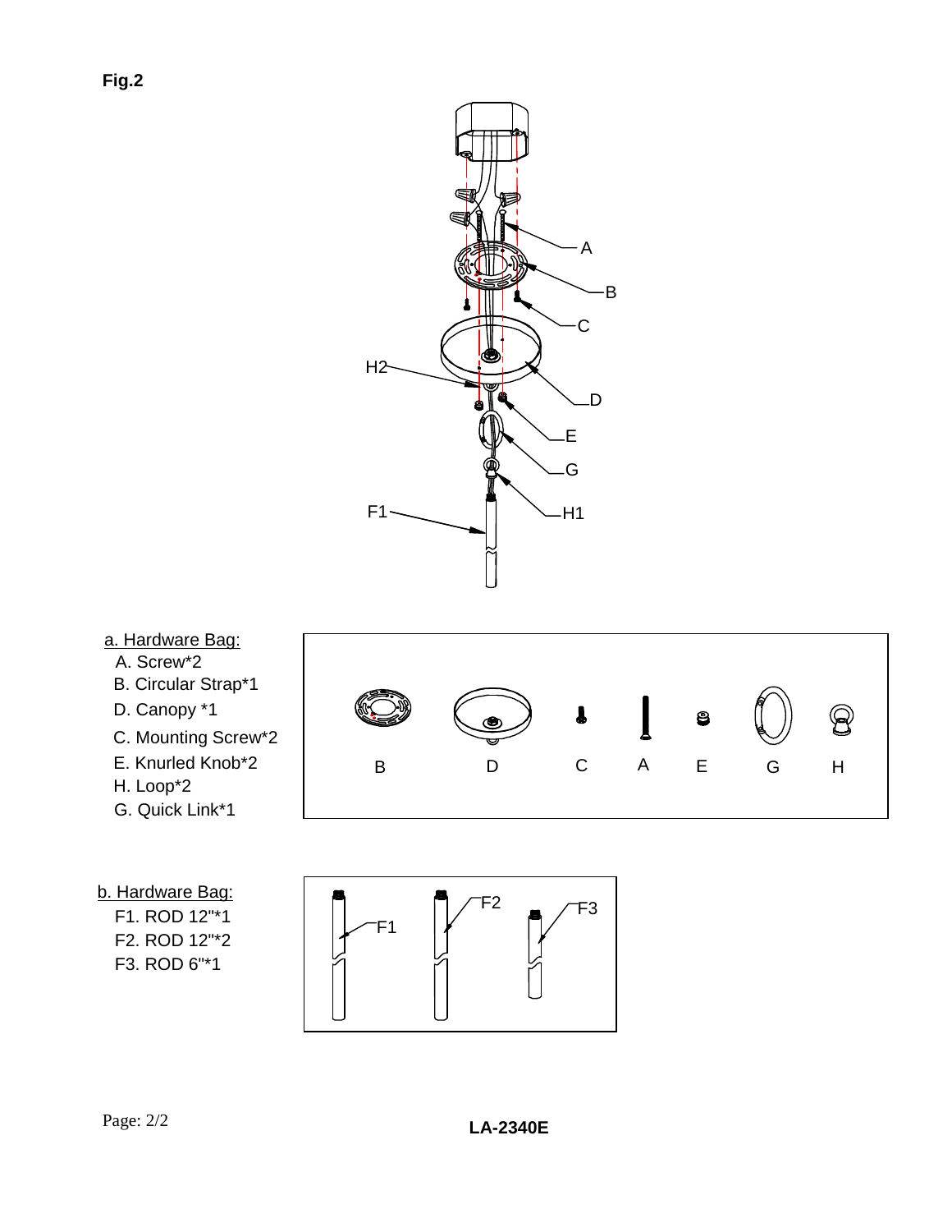**Fig.2**

A

B

C

H2

D

E

G

F1

H1

a. Hardware Bag:

- A. Screw*2
- B. Circular Strap*1
- D. Canopy *1
- C. Mounting Screw*2
- E. Knurled Knob*2
- H. Loop*2
- G. Quick Link*1

B D C A E G H

b. Hardware Bag:

- F1. ROD 12"*1
- F2. ROD 12"*2
- F3. ROD 6"*1

F1 F2 F3

LA-2340E